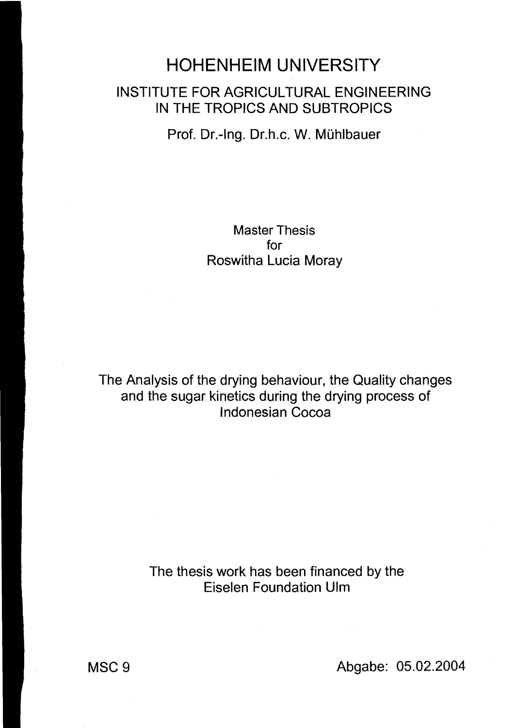# HOHENHEIM UNIVERSITY

## INSTITUTE FOR AGRICULTURAL ENGINEERING IN THE TROPICS AND SUBTROPICS

Prof. Dr.-Ing. Dr.h.c. W. Mühlbauer

Master Thesis
for
Roswitha Lucia Moray

The Analysis of the drying behaviour, the Quality changes and the sugar kinetics during the drying process of Indonesian Cocoa

The thesis work has been financed by the
Eiselen Foundation Ulm

MSC 9

Abgabe: 05.02.2004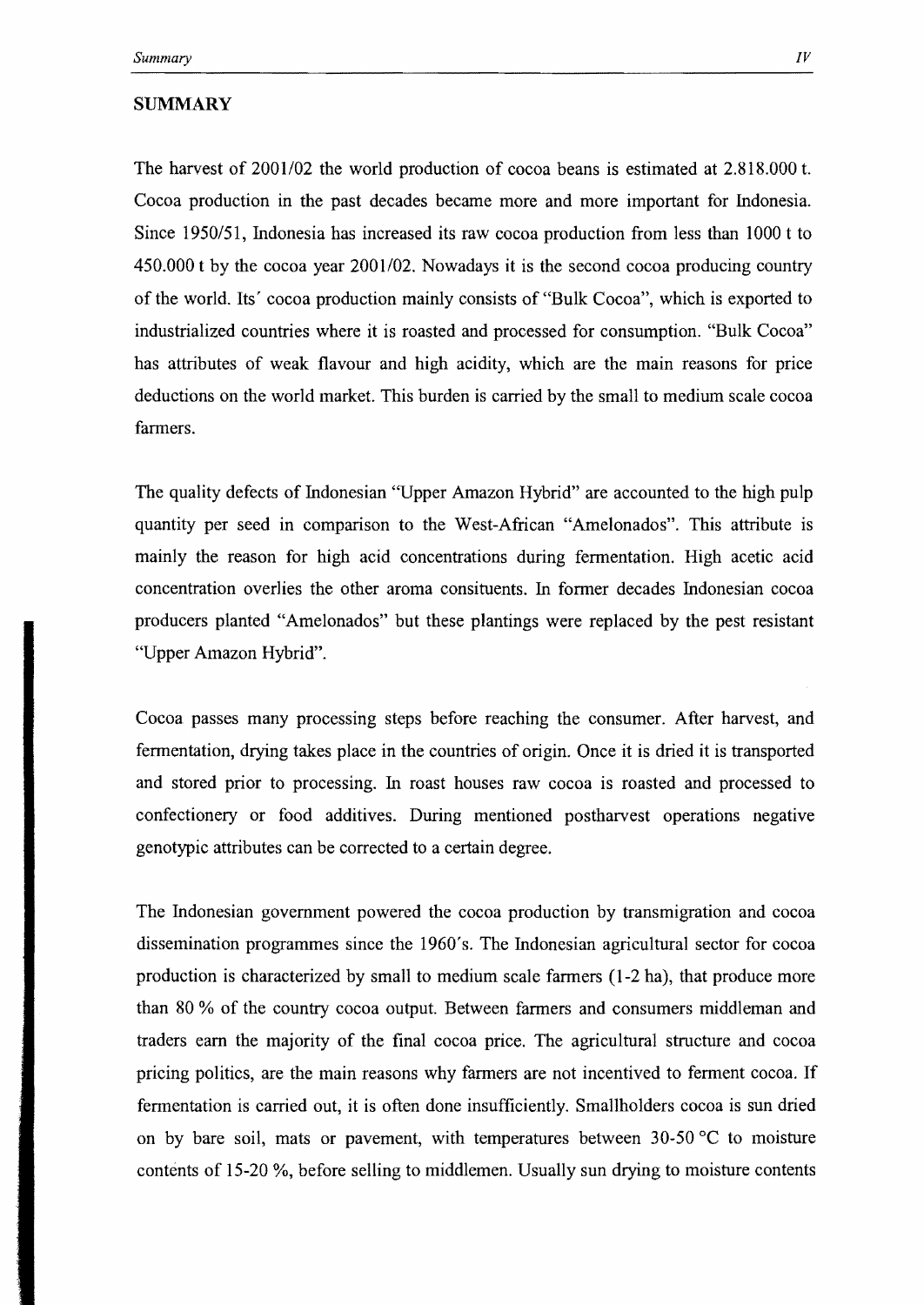## SUMMARY

The harvest of 2001/02 the world production of cocoa beans is estimated at 2.818.000 t. Cocoa production in the past decades became more and more important for Indonesia. Since 1950/51, Indonesia has increased its raw cocoa production from less than 1000 t to 450.000 t by the cocoa year 2001/02. Nowadays it is the second cocoa producing country of the world. Its´ cocoa production mainly consists of "Bulk Cocoa", which is exported to industrialized countries where it is roasted and processed for consumption. "Bulk Cocoa" has attributes of weak flavour and high acidity, which are the main reasons for price deductions on the world market. This burden is carried by the small to medium scale cocoa farmers.

The quality defects of Indonesian "Upper Amazon Hybrid" are accounted to the high pulp quantity per seed in comparison to the West-African "Amelonados". This attribute is mainly the reason for high acid concentrations during fermentation. High acetic acid concentration overlies the other aroma consituents. In former decades Indonesian cocoa producers planted "Amelonados" but these plantings were replaced by the pest resistant "Upper Amazon Hybrid".

Cocoa passes many processing steps before reaching the consumer. After harvest, and fermentation, drying takes place in the countries of origin. Once it is dried it is transported and stored prior to processing. In roast houses raw cocoa is roasted and processed to confectionery or food additives. During mentioned postharvest operations negative genotypic attributes can be corrected to a certain degree.

The Indonesian government powered the cocoa production by transmigration and cocoa dissemination programmes since the 1960´s. The Indonesian agricultural sector for cocoa production is characterized by small to medium scale farmers (1-2 ha), that produce more than 80 % of the country cocoa output. Between farmers and consumers middleman and traders earn the majority of the final cocoa price. The agricultural structure and cocoa pricing politics, are the main reasons why farmers are not incentived to ferment cocoa. If fermentation is carried out, it is often done insufficiently. Smallholders cocoa is sun dried on by bare soil, mats or pavement, with temperatures between 30-50 °C to moisture contents of 15-20 %, before selling to middlemen. Usually sun drying to moisture contents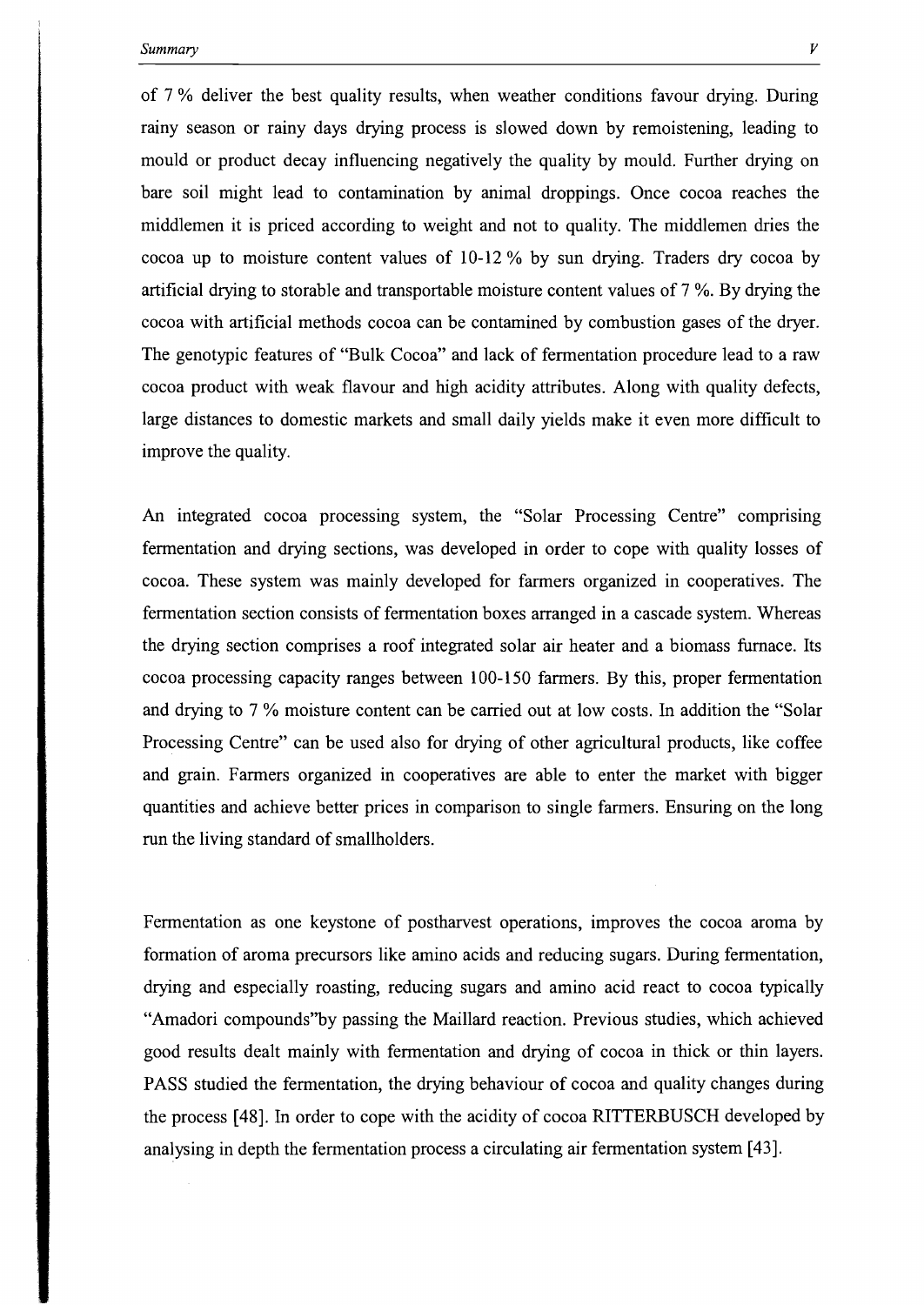of 7 % deliver the best quality results, when weather conditions favour drying. During rainy season or rainy days drying process is slowed down by remoistening, leading to mould or product decay influencing negatively the quality by mould. Further drying on bare soil might lead to contamination by animal droppings. Once cocoa reaches the middlemen it is priced according to weight and not to quality. The middlemen dries the cocoa up to moisture content values of 10-12 % by sun drying. Traders dry cocoa by artificial drying to storable and transportable moisture content values of 7 %. By drying the cocoa with artificial methods cocoa can be contamined by combustion gases of the dryer. The genotypic features of "Bulk Cocoa" and lack of fermentation procedure lead to a raw cocoa product with weak flavour and high acidity attributes. Along with quality defects, large distances to domestic markets and small daily yields make it even more difficult to improve the quality.

An integrated cocoa processing system, the "Solar Processing Centre" comprising fermentation and drying sections, was developed in order to cope with quality losses of cocoa. These system was mainly developed for farmers organized in cooperatives. The fermentation section consists of fermentation boxes arranged in a cascade system. Whereas the drying section comprises a roof integrated solar air heater and a biomass furnace. Its cocoa processing capacity ranges between 100-150 farmers. By this, proper fermentation and drying to 7 % moisture content can be carried out at low costs. In addition the "Solar Processing Centre" can be used also for drying of other agricultural products, like coffee and grain. Farmers organized in cooperatives are able to enter the market with bigger quantities and achieve better prices in comparison to single farmers. Ensuring on the long run the living standard of smallholders.

Fermentation as one keystone of postharvest operations, improves the cocoa aroma by formation of aroma precursors like amino acids and reducing sugars. During fermentation, drying and especially roasting, reducing sugars and amino acid react to cocoa typically "Amadori compounds"by passing the Maillard reaction. Previous studies, which achieved good results dealt mainly with fermentation and drying of cocoa in thick or thin layers. PASS studied the fermentation, the drying behaviour of cocoa and quality changes during the process [48]. In order to cope with the acidity of cocoa RITTERBUSCH developed by analysing in depth the fermentation process a circulating air fermentation system [43].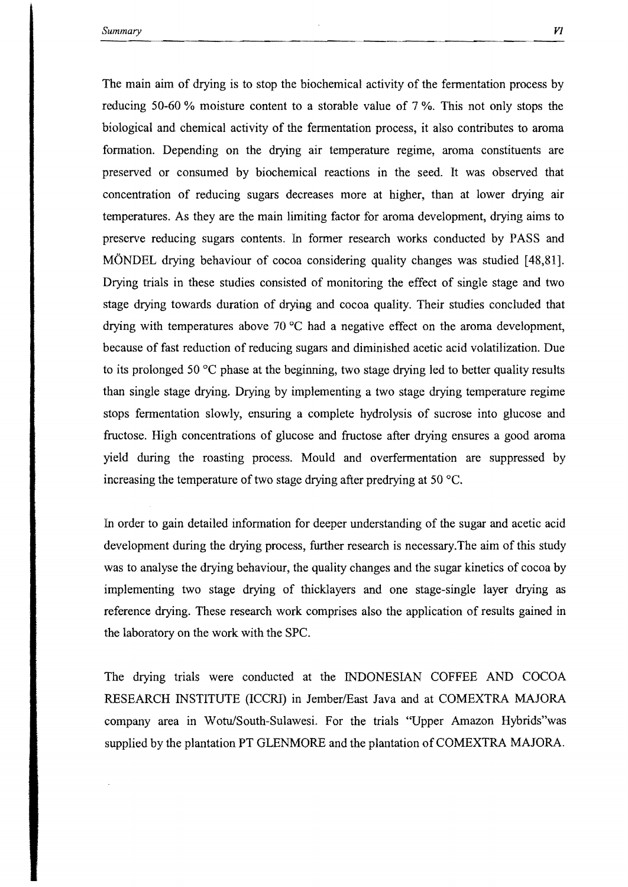The main aim of drying is to stop the biochemical activity of the fermentation process by reducing 50-60 % moisture content to a storable value of 7 %. This not only stops the biological and chemical activity of the fermentation process, it also contributes to aroma formation. Depending on the drying air temperature regime, aroma constituents are preserved or consumed by biochemical reactions in the seed. It was observed that concentration of reducing sugars decreases more at higher, than at lower drying air temperatures. As they are the main limiting factor for aroma development, drying aims to preserve reducing sugars contents. In former research works conducted by PASS and MÖNDEL drying behaviour of cocoa considering quality changes was studied [48,81]. Drying trials in these studies consisted of monitoring the effect of single stage and two stage drying towards duration of drying and cocoa quality. Their studies concluded that drying with temperatures above 70 °C had a negative effect on the aroma development, because of fast reduction of reducing sugars and diminished acetic acid volatilization. Due to its prolonged 50 °C phase at the beginning, two stage drying led to better quality results than single stage drying. Drying by implementing a two stage drying temperature regime stops fermentation slowly, ensuring a complete hydrolysis of sucrose into glucose and fructose. High concentrations of glucose and fructose after drying ensures a good aroma yield during the roasting process. Mould and overfermentation are suppressed by increasing the temperature of two stage drying after predrying at 50 °C.

In order to gain detailed information for deeper understanding of the sugar and acetic acid development during the drying process, further research is necessary.The aim of this study was to analyse the drying behaviour, the quality changes and the sugar kinetics of cocoa by implementing two stage drying of thicklayers and one stage-single layer drying as reference drying. These research work comprises also the application of results gained in the laboratory on the work with the SPC.

The drying trials were conducted at the INDONESIAN COFFEE AND COCOA RESEARCH INSTITUTE (ICCRI) in Jember/East Java and at COMEXTRA MAJORA company area in Wotu/South-Sulawesi. For the trials "Upper Amazon Hybrids"was supplied by the plantation PT GLENMORE and the plantation of COMEXTRA MAJORA.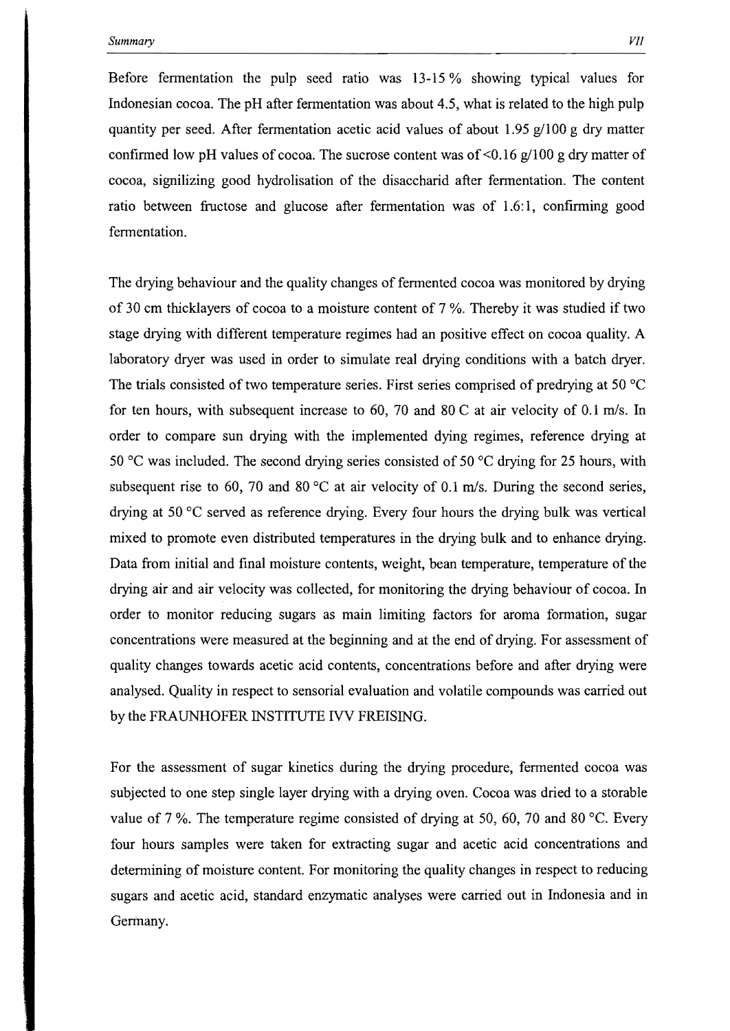Before fermentation the pulp seed ratio was 13-15 % showing typical values for Indonesian cocoa. The pH after fermentation was about 4.5, what is related to the high pulp quantity per seed. After fermentation acetic acid values of about 1.95 g/100 g dry matter confirmed low pH values of cocoa. The sucrose content was of <0.16 g/100 g dry matter of cocoa, signilizing good hydrolisation of the disaccharid after fermentation. The content ratio between fructose and glucose after fermentation was of 1.6:1, confirming good fermentation.

The drying behaviour and the quality changes of fermented cocoa was monitored by drying of 30 cm thicklayers of cocoa to a moisture content of 7 %. Thereby it was studied if two stage drying with different temperature regimes had an positive effect on cocoa quality. A laboratory dryer was used in order to simulate real drying conditions with a batch dryer. The trials consisted of two temperature series. First series comprised of predrying at 50 °C for ten hours, with subsequent increase to 60, 70 and 80 C at air velocity of 0.1 m/s. In order to compare sun drying with the implemented dying regimes, reference drying at 50 °C was included. The second drying series consisted of 50 °C drying for 25 hours, with subsequent rise to 60, 70 and 80 °C at air velocity of 0.1 m/s. During the second series, drying at 50 °C served as reference drying. Every four hours the drying bulk was vertical mixed to promote even distributed temperatures in the drying bulk and to enhance drying. Data from initial and final moisture contents, weight, bean temperature, temperature of the drying air and air velocity was collected, for monitoring the drying behaviour of cocoa. In order to monitor reducing sugars as main limiting factors for aroma formation, sugar concentrations were measured at the beginning and at the end of drying. For assessment of quality changes towards acetic acid contents, concentrations before and after drying were analysed. Quality in respect to sensorial evaluation and volatile compounds was carried out by the FRAUNHOFER INSTITUTE IVV FREISING.

For the assessment of sugar kinetics during the drying procedure, fermented cocoa was subjected to one step single layer drying with a drying oven. Cocoa was dried to a storable value of 7 %. The temperature regime consisted of drying at 50, 60, 70 and 80 °C. Every four hours samples were taken for extracting sugar and acetic acid concentrations and determining of moisture content. For monitoring the quality changes in respect to reducing sugars and acetic acid, standard enzymatic analyses were carried out in Indonesia and in Germany.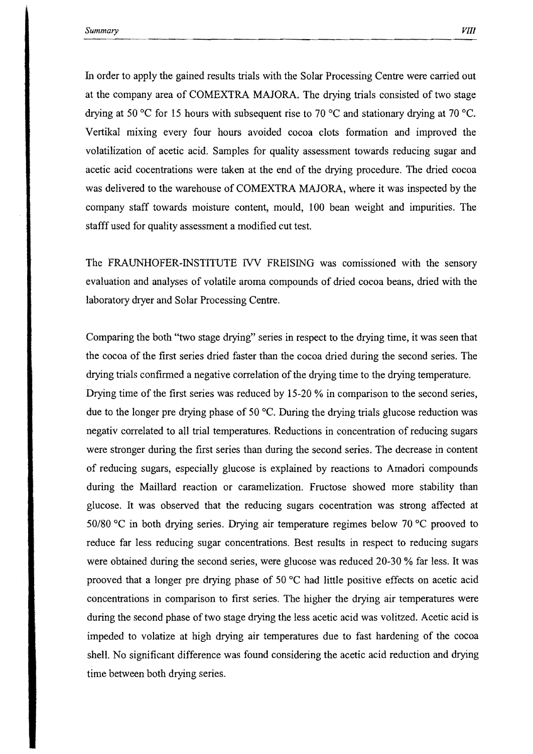In order to apply the gained results trials with the Solar Processing Centre were carried out at the company area of COMEXTRA MAJORA. The drying trials consisted of two stage drying at 50 °C for 15 hours with subsequent rise to 70 °C and stationary drying at 70 °C. Vertikal mixing every four hours avoided cocoa clots formation and improved the volatilization of acetic acid. Samples for quality assessment towards reducing sugar and acetic acid cocentrations were taken at the end of the drying procedure. The dried cocoa was delivered to the warehouse of COMEXTRA MAJORA, where it was inspected by the company staff towards moisture content, mould, 100 bean weight and impurities. The stafff used for quality assessment a modified cut test.

The FRAUNHOFER-INSTITUTE IVV FREISING was comissioned with the sensory evaluation and analyses of volatile aroma compounds of dried cocoa beans, dried with the laboratory dryer and Solar Processing Centre.

Comparing the both "two stage drying" series in respect to the drying time, it was seen that the cocoa of the first series dried faster than the cocoa dried during the second series. The drying trials confirmed a negative correlation of the drying time to the drying temperature. Drying time of the first series was reduced by 15-20 % in comparison to the second series, due to the longer pre drying phase of 50 °C. During the drying trials glucose reduction was negativ correlated to all trial temperatures. Reductions in concentration of reducing sugars were stronger during the first series than during the second series. The decrease in content of reducing sugars, especially glucose is explained by reactions to Amadori compounds during the Maillard reaction or caramelization. Fructose showed more stability than glucose. It was observed that the reducing sugars cocentration was strong affected at 50/80 °C in both drying series. Drying air temperature regimes below 70 °C prooved to reduce far less reducing sugar concentrations. Best results in respect to reducing sugars were obtained during the second series, were glucose was reduced 20-30 % far less. It was prooved that a longer pre drying phase of 50 °C had little positive effects on acetic acid concentrations in comparison to first series. The higher the drying air temperatures were during the second phase of two stage drying the less acetic acid was volitzed. Acetic acid is impeded to volatize at high drying air temperatures due to fast hardening of the cocoa shell. No significant difference was found considering the acetic acid reduction and drying time between both drying series.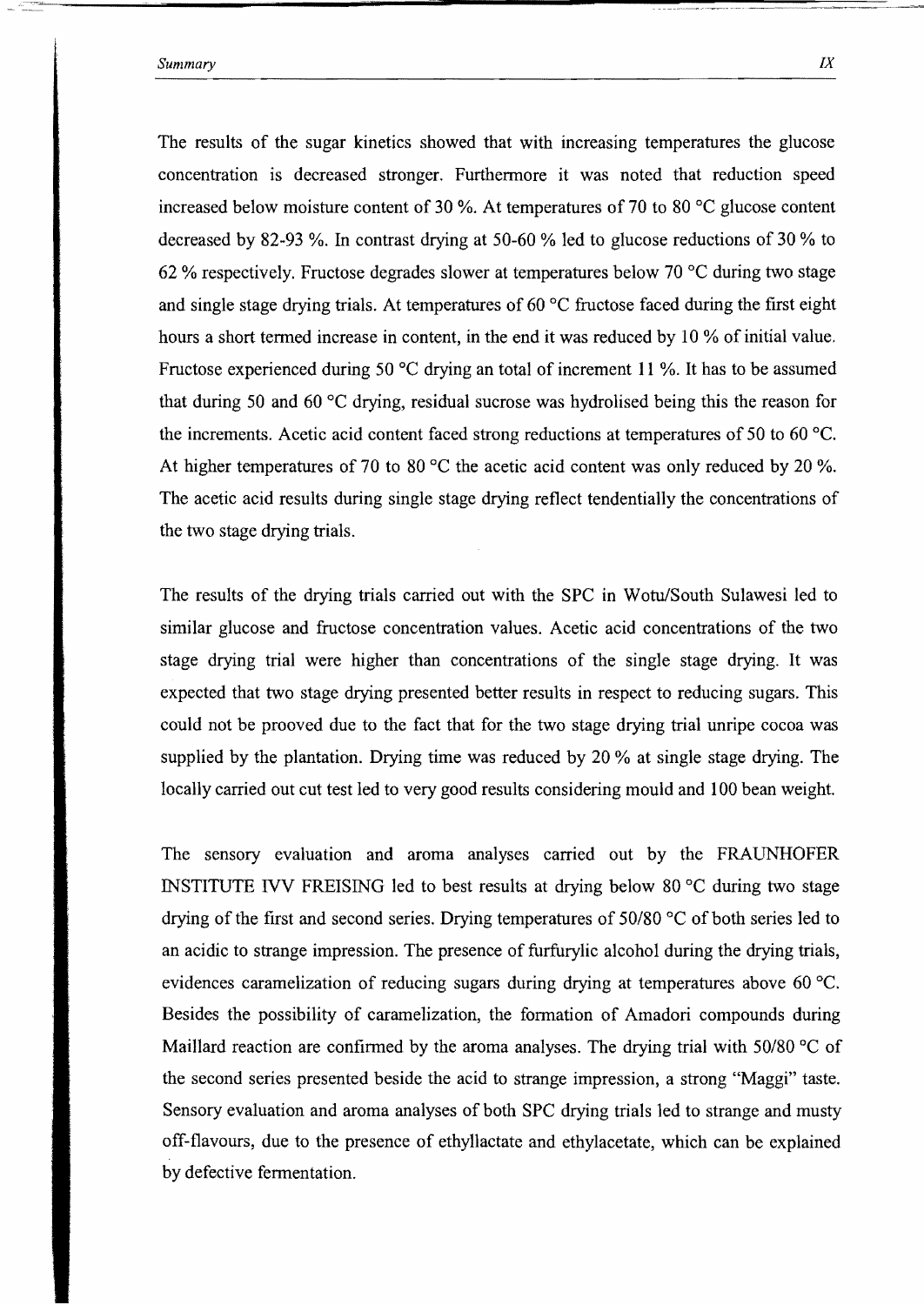The results of the sugar kinetics showed that with increasing temperatures the glucose concentration is decreased stronger. Furthermore it was noted that reduction speed increased below moisture content of 30 %. At temperatures of 70 to 80 °C glucose content decreased by 82-93 %. In contrast drying at 50-60 % led to glucose reductions of 30 % to 62 % respectively. Fructose degrades slower at temperatures below 70 °C during two stage and single stage drying trials. At temperatures of 60 °C fructose faced during the first eight hours a short termed increase in content, in the end it was reduced by 10 % of initial value. Fructose experienced during 50 °C drying an total of increment 11 %. It has to be assumed that during 50 and 60 °C drying, residual sucrose was hydrolised being this the reason for the increments. Acetic acid content faced strong reductions at temperatures of 50 to 60 °C. At higher temperatures of 70 to 80 °C the acetic acid content was only reduced by 20 %. The acetic acid results during single stage drying reflect tendentially the concentrations of the two stage drying trials.

The results of the drying trials carried out with the SPC in Wotu/South Sulawesi led to similar glucose and fructose concentration values. Acetic acid concentrations of the two stage drying trial were higher than concentrations of the single stage drying. It was expected that two stage drying presented better results in respect to reducing sugars. This could not be prooved due to the fact that for the two stage drying trial unripe cocoa was supplied by the plantation. Drying time was reduced by 20 % at single stage drying. The locally carried out cut test led to very good results considering mould and 100 bean weight.

The sensory evaluation and aroma analyses carried out by the FRAUNHOFER INSTITUTE IVV FREISING led to best results at drying below 80 °C during two stage drying of the first and second series. Drying temperatures of 50/80 °C of both series led to an acidic to strange impression. The presence of furfurylic alcohol during the drying trials, evidences caramelization of reducing sugars during drying at temperatures above 60 °C. Besides the possibility of caramelization, the formation of Amadori compounds during Maillard reaction are confirmed by the aroma analyses. The drying trial with 50/80 °C of the second series presented beside the acid to strange impression, a strong "Maggi" taste. Sensory evaluation and aroma analyses of both SPC drying trials led to strange and musty off-flavours, due to the presence of ethyllactate and ethylacetate, which can be explained by defective fermentation.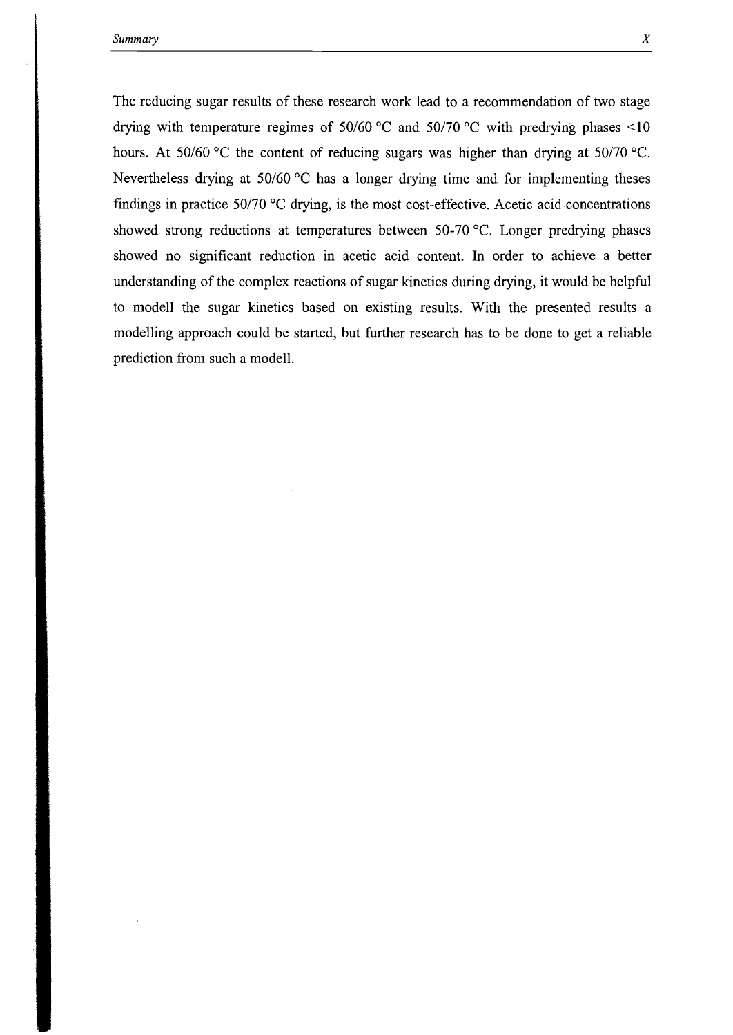The reducing sugar results of these research work lead to a recommendation of two stage drying with temperature regimes of 50/60 °C and 50/70 °C with predrying phases <10 hours. At 50/60 °C the content of reducing sugars was higher than drying at 50/70 °C. Nevertheless drying at 50/60 °C has a longer drying time and for implementing theses findings in practice 50/70 °C drying, is the most cost-effective. Acetic acid concentrations showed strong reductions at temperatures between 50-70 °C. Longer predrying phases showed no significant reduction in acetic acid content. In order to achieve a better understanding of the complex reactions of sugar kinetics during drying, it would be helpful to modell the sugar kinetics based on existing results. With the presented results a modelling approach could be started, but further research has to be done to get a reliable prediction from such a modell.